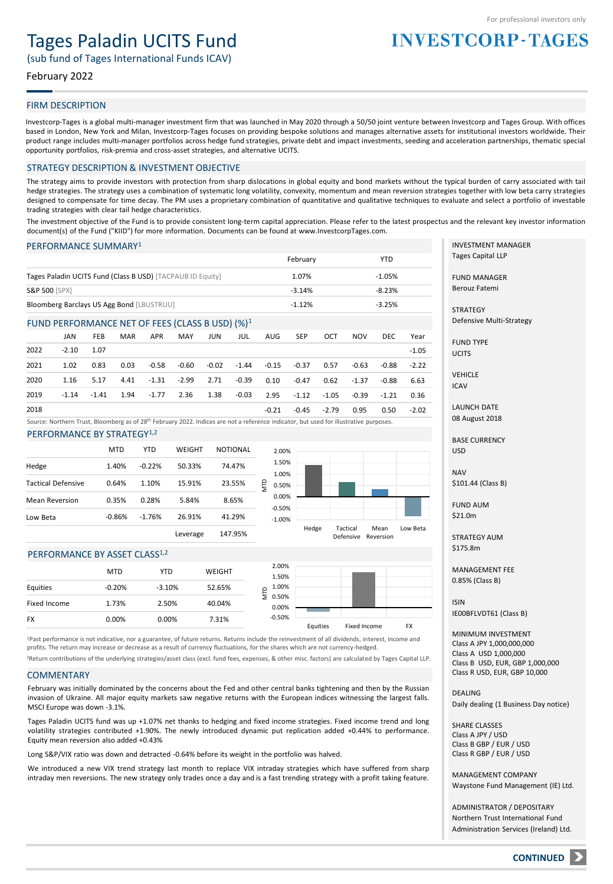For professional investors only

# Tages Paladin UCITS Fund

(sub fund of Tages International Funds ICAV)

February 2022

**INVESTCORP-TAGES**

## FIRM DESCRIPTION

Investcorp-Tages is a global multi-manager investment firm that was launched in May 2020 through a 50/50 joint venture between Investcorp and Tages Group. With offices based in London, New York and Milan, Investcorp-Tages focuses on providing bespoke solutions and manages alternative assets for institutional investors worldwide. Their product range includes multi-manager portfolios across hedge fund strategies, private debt and impact investments, seeding and acceleration partnerships, thematic special opportunity portfolios, risk-premia and cross-asset strategies, and alternative UCITS.

## STRATEGY DESCRIPTION & INVESTMENT OBJECTIVE

The strategy aims to provide investors with protection from sharp dislocations in global equity and bond markets without the typical burden of carry associated with tail hedge strategies. The strategy uses a combination of systematic long volatility, convexity, momentum and mean reversion strategies together with low beta carry strategies designed to compensate for time decay. The PM uses a proprietary combination of quantitative and qualitative techniques to evaluate and select a portfolio of investable trading strategies with clear tail hedge characteristics.

The investment objective of the Fund is to provide consistent long-term capital appreciation. Please refer to the latest prospectus and the relevant key investor information document(s) of the Fund ("KIID") for more information. Documents can be found at www.InvestcorpTages.com.

## PERFORMANCE SUMMARY[1]

| | February | YTD |
|---|---|---|
| Tages Paladin UCITS Fund (Class B USD) [TACPAUB ID Equity] | 1.07% | -1.05% |
| S&P 500 [SPX] | -3.14% | -8.23% |
| Bloomberg Barclays US Agg Bond [LBUSTRUU] | -1.12% | -3.25% |

## FUND PERFORMANCE NET OF FEES (CLASS B USD) (%)[1]

| | JAN | FEB | MAR | APR | MAY | JUN | JUL | AUG | SEP | OCT | NOV | DEC | Year |
|---|---|---|---|---|---|---|---|---|---|---|---|---|---|
| 2022 | -2.10 | 1.07 | | | | | | | | | | | -1.05 |
| 2021 | 1.02 | 0.83 | 0.03 | -0.58 | -0.60 | -0.02 | -1.44 | -0.15 | -0.37 | 0.57 | -0.63 | -0.88 | -2.22 |
| 2020 | 1.16 | 5.17 | 4.41 | -1.31 | -2.99 | 2.71 | -0.39 | 0.10 | -0.47 | 0.62 | -1.37 | -0.88 | 6.63 |
| 2019 | -1.14 | -1.41 | 1.94 | -1.77 | 2.36 | 1.38 | -0.03 | 2.95 | -1.12 | -1.05 | -0.39 | -1.21 | 0.36 |
| 2018 | | | | | | | | -0.21 | -0.45 | -2.79 | 0.95 | 0.50 | -2.02 |

Source: Northern Trust, Bloomberg as of 28th February 2022. Indices are not a reference indicator, but used for illustrative purposes.

## PERFORMANCE BY STRATEGY[1,2]

| | MTD | YTD | WEIGHT | NOTIONAL |
|---|---|---|---|---|
| Hedge | 1.40% | -0.22% | 50.33% | 74.47% |
| Tactical Defensive | 0.64% | 1.10% | 15.91% | 23.55% |
| Mean Reversion | 0.35% | 0.28% | 5.84% | 8.65% |
| Low Beta | -0.86% | -1.76% | 26.91% | 41.29% |
| | | | Leverage | 147.95% |

## PERFORMANCE BY ASSET CLASS[1,2]

| | MTD | YTD | WEIGHT |
|---|---|---|---|
| Equities | -0.20% | -3.10% | 52.65% |
| Fixed Income | 1.73% | 2.50% | 40.04% |
| FX | 0.00% | 0.00% | 7.31% |

[1]Past performance is not indicative, nor a guarantee, of future returns. Returns include the reinvestment of all dividends, interest, income and profits. The return may increase or decrease as a result of currency fluctuations, for the shares which are not currency-hedged.

[2]Return contributions of the underlying strategies/asset class (excl. fund fees, expenses, & other misc. factors) are calculated by Tages Capital LLP.

## COMMENTARY

February was initially dominated by the concerns about the Fed and other central banks tightening and then by the Russian invasion of Ukraine. All major equity markets saw negative returns with the European indices witnessing the largest falls. MSCI Europe was down -3.1%.

Tages Paladin UCITS fund was up +1.07% net thanks to hedging and fixed income strategies. Fixed income trend and long volatility strategies contributed +1.90%. The newly introduced dynamic put replication added +0.44% to performance. Equity mean reversion also added +0.43%

Long S&P/VIX ratio was down and detracted -0.64% before its weight in the portfolio was halved.

We introduced a new VIX trend strategy last month to replace VIX intraday strategies which have suffered from sharp intraday men reversions. The new strategy only trades once a day and is a fast trending strategy with a profit taking feature.

---

INVESTMENT MANAGER
Tages Capital LLP

FUND MANAGER
Berouz Fatemi

STRATEGY
Defensive Multi-Strategy

FUND TYPE
UCITS

VEHICLE
ICAV

LAUNCH DATE
08 August 2018

BASE CURRENCY
USD

NAV
$101.44 (Class B)

FUND AUM
$21.0m

STRATEGY AUM
$175.8m

MANAGEMENT FEE
0.85% (Class B)

ISIN
IE00BFLVDT61 (Class B)

MINIMUM INVESTMENT
Class A JPY 1,000,000,000
Class A USD 1,000,000
Class B USD, EUR, GBP 1,000,000
Class R USD, EUR, GBP 10,000

DEALING
Daily dealing (1 Business Day notice)

SHARE CLASSES
Class A JPY / USD
Class B GBP / EUR / USD
Class R GBP / EUR / USD

MANAGEMENT COMPANY
Waystone Fund Management (IE) Ltd.

ADMINISTRATOR / DEPOSITARY
Northern Trust International Fund Administration Services (Ireland) Ltd.

**CONTINUED**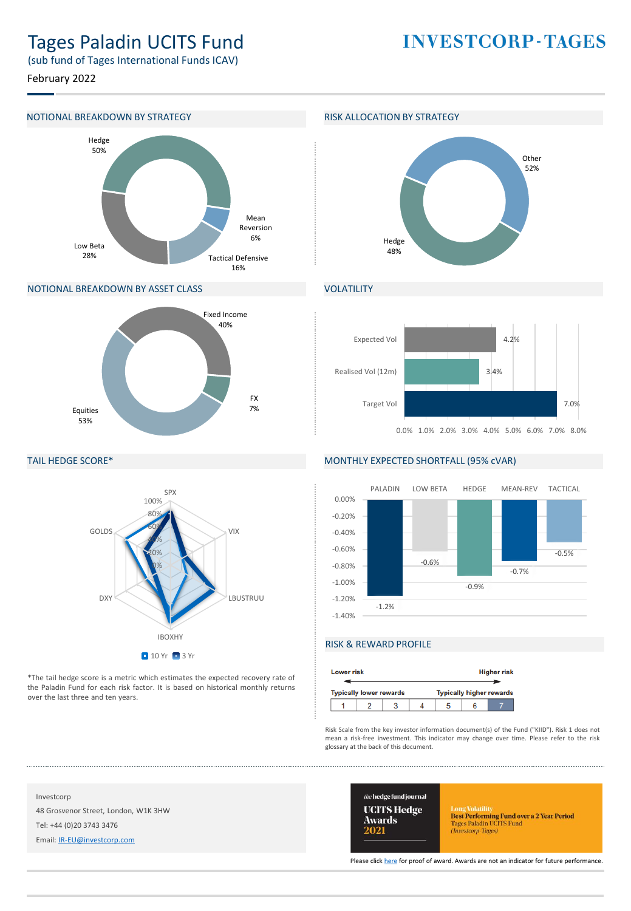# Tages Paladin UCITS Fund

(sub fund of Tages International Funds ICAV)

February 2022

INVESTCORP-TAGES

## NOTIONAL BREAKDOWN BY STRATEGY

| Strategy | % |
|---|---|
| Hedge | 50% |
| Mean Reversion | 6% |
| Tactical Defensive | 16% |
| Low Beta | 28% |

## RISK ALLOCATION BY STRATEGY

| Strategy | % |
|---|---|
| Other | 52% |
| Hedge | 48% |

## NOTIONAL BREAKDOWN BY ASSET CLASS

| Asset Class | % |
|---|---|
| Fixed Income | 40% |
| FX | 7% |
| Equities | 53% |

## VOLATILITY

| | % |
|---|---|
| Expected Vol | 4.2% |
| Realised Vol (12m) | 3.4% |
| Target Vol | 7.0% |

## TAIL HEDGE SCORE*

Factors: SPX, VIX, LBUSTRUU, IBOXHY, DXY, GOLDS (10 Yr, 3 Yr)

*The tail hedge score is a metric which estimates the expected recovery rate of the Paladin Fund for each risk factor. It is based on historical monthly returns over the last three and ten years.

## MONTHLY EXPECTED SHORTFALL (95% cVAR)

| PALADIN | LOW BETA | HEDGE | MEAN-REV | TACTICAL |
|---|---|---|---|---|
| -1.2% | -0.6% | -0.9% | -0.7% | -0.5% |

## RISK & REWARD PROFILE

Lower risk — Higher risk

Typically lower rewards — Typically higher rewards

| 1 | 2 | 3 | 4 | 5 | 6 | **7** |
|---|---|---|---|---|---|---|

Risk Scale from the key investor information document(s) of the Fund ("KIID"). Risk 1 does not mean a risk-free investment. This indicator may change over time. Please refer to the risk glossary at the back of this document.

Investcorp
48 Grosvenor Street, London, W1K 3HW
Tel: +44 (0)20 3743 3476
Email: IR-EU@investcorp.com

the hedge fund journal UCITS Hedge Awards 2021
Long Volatility
Best Performing Fund over a 2 Year Period
Tages Paladin UCITS Fund
(Investcorp Tages)

Please click here for proof of award. Awards are not an indicator for future performance.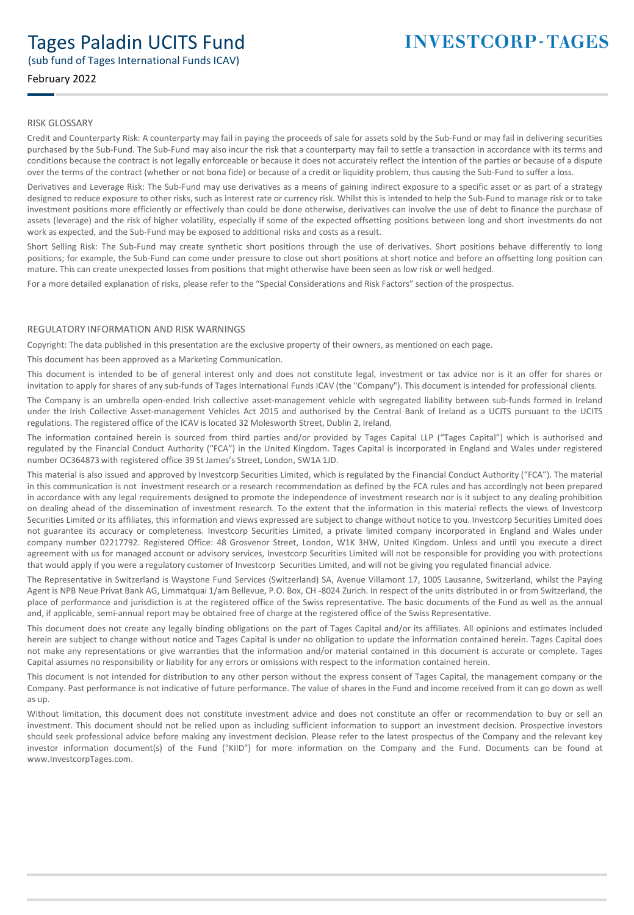RISK GLOSSARY

Credit and Counterparty Risk: A counterparty may fail in paying the proceeds of sale for assets sold by the Sub-Fund or may fail in delivering securities purchased by the Sub-Fund. The Sub-Fund may also incur the risk that a counterparty may fail to settle a transaction in accordance with its terms and conditions because the contract is not legally enforceable or because it does not accurately reflect the intention of the parties or because of a dispute over the terms of the contract (whether or not bona fide) or because of a credit or liquidity problem, thus causing the Sub-Fund to suffer a loss.

Derivatives and Leverage Risk: The Sub-Fund may use derivatives as a means of gaining indirect exposure to a specific asset or as part of a strategy designed to reduce exposure to other risks, such as interest rate or currency risk. Whilst this is intended to help the Sub-Fund to manage risk or to take investment positions more efficiently or effectively than could be done otherwise, derivatives can involve the use of debt to finance the purchase of assets (leverage) and the risk of higher volatility, especially if some of the expected offsetting positions between long and short investments do not work as expected, and the Sub-Fund may be exposed to additional risks and costs as a result.

Short Selling Risk: The Sub-Fund may create synthetic short positions through the use of derivatives. Short positions behave differently to long positions; for example, the Sub-Fund can come under pressure to close out short positions at short notice and before an offsetting long position can mature. This can create unexpected losses from positions that might otherwise have been seen as low risk or well hedged.

For a more detailed explanation of risks, please refer to the "Special Considerations and Risk Factors" section of the prospectus.

REGULATORY INFORMATION AND RISK WARNINGS

Copyright: The data published in this presentation are the exclusive property of their owners, as mentioned on each page.

This document has been approved as a Marketing Communication.

This document is intended to be of general interest only and does not constitute legal, investment or tax advice nor is it an offer for shares or invitation to apply for shares of any sub-funds of Tages International Funds ICAV (the "Company"). This document is intended for professional clients.

The Company is an umbrella open-ended Irish collective asset-management vehicle with segregated liability between sub-funds formed in Ireland under the Irish Collective Asset-management Vehicles Act 2015 and authorised by the Central Bank of Ireland as a UCITS pursuant to the UCITS regulations. The registered office of the ICAV is located 32 Molesworth Street, Dublin 2, Ireland.

The information contained herein is sourced from third parties and/or provided by Tages Capital LLP ("Tages Capital") which is authorised and regulated by the Financial Conduct Authority ("FCA") in the United Kingdom. Tages Capital is incorporated in England and Wales under registered number OC364873 with registered office 39 St James's Street, London, SW1A 1JD.

This material is also issued and approved by Investcorp Securities Limited, which is regulated by the Financial Conduct Authority ("FCA"). The material in this communication is not investment research or a research recommendation as defined by the FCA rules and has accordingly not been prepared in accordance with any legal requirements designed to promote the independence of investment research nor is it subject to any dealing prohibition on dealing ahead of the dissemination of investment research. To the extent that the information in this material reflects the views of Investcorp Securities Limited or its affiliates, this information and views expressed are subject to change without notice to you. Investcorp Securities Limited does not guarantee its accuracy or completeness. Investcorp Securities Limited, a private limited company incorporated in England and Wales under company number 02217792. Registered Office: 48 Grosvenor Street, London, W1K 3HW, United Kingdom. Unless and until you execute a direct agreement with us for managed account or advisory services, Investcorp Securities Limited will not be responsible for providing you with protections that would apply if you were a regulatory customer of Investcorp Securities Limited, and will not be giving you regulated financial advice.

The Representative in Switzerland is Waystone Fund Services (Switzerland) SA, Avenue Villamont 17, 1005 Lausanne, Switzerland, whilst the Paying Agent is NPB Neue Privat Bank AG, Limmatquai 1/am Bellevue, P.O. Box, CH -8024 Zurich. In respect of the units distributed in or from Switzerland, the place of performance and jurisdiction is at the registered office of the Swiss representative. The basic documents of the Fund as well as the annual and, if applicable, semi-annual report may be obtained free of charge at the registered office of the Swiss Representative.

This document does not create any legally binding obligations on the part of Tages Capital and/or its affiliates. All opinions and estimates included herein are subject to change without notice and Tages Capital is under no obligation to update the information contained herein. Tages Capital does not make any representations or give warranties that the information and/or material contained in this document is accurate or complete. Tages Capital assumes no responsibility or liability for any errors or omissions with respect to the information contained herein.

This document is not intended for distribution to any other person without the express consent of Tages Capital, the management company or the Company. Past performance is not indicative of future performance. The value of shares in the Fund and income received from it can go down as well as up.

Without limitation, this document does not constitute investment advice and does not constitute an offer or recommendation to buy or sell an investment. This document should not be relied upon as including sufficient information to support an investment decision. Prospective investors should seek professional advice before making any investment decision. Please refer to the latest prospectus of the Company and the relevant key investor information document(s) of the Fund ("KIID") for more information on the Company and the Fund. Documents can be found at www.InvestcorpTages.com.